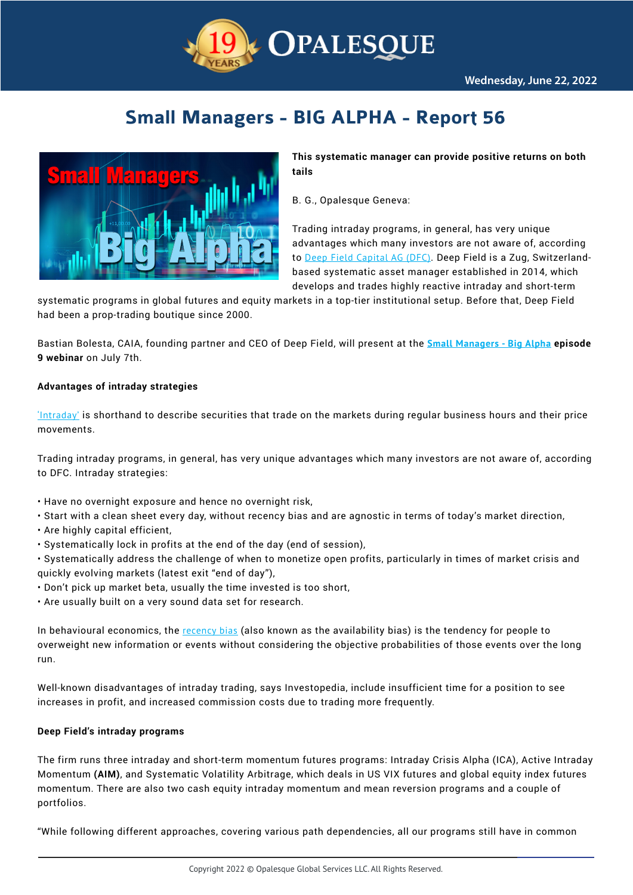# Small Managers - BIG ALPHA - Report 56

**This systematic manager can provide positive returns on both tails**

B. G., Opalesque Geneva:

Trading intraday programs, in general, has very unique advantages which many investors are not aware of, according to Deep Field Capital AG (DFC). Deep Field is a Zug, Switzerland-based systematic asset manager established in 2014, which develops and trades highly reactive intraday and short-term systematic programs in global futures and equity markets in a top-tier institutional setup. Before that, Deep Field had been a prop-trading boutique since 2000.

Bastian Bolesta, CAIA, founding partner and CEO of Deep Field, will present at the **Small Managers - Big Alpha episode 9 webinar** on July 7th.

**Advantages of intraday strategies**

'Intraday' is shorthand to describe securities that trade on the markets during regular business hours and their price movements.

Trading intraday programs, in general, has very unique advantages which many investors are not aware of, according to DFC. Intraday strategies:

- Have no overnight exposure and hence no overnight risk,
- Start with a clean sheet every day, without recency bias and are agnostic in terms of today's market direction,
- Are highly capital efficient,
- Systematically lock in profits at the end of the day (end of session),
- Systematically address the challenge of when to monetize open profits, particularly in times of market crisis and quickly evolving markets (latest exit "end of day"),
- Don't pick up market beta, usually the time invested is too short,
- Are usually built on a very sound data set for research.

In behavioural economics, the recency bias (also known as the availability bias) is the tendency for people to overweight new information or events without considering the objective probabilities of those events over the long run.

Well-known disadvantages of intraday trading, says Investopedia, include insufficient time for a position to see increases in profit, and increased commission costs due to trading more frequently.

**Deep Field's intraday programs**

The firm runs three intraday and short-term momentum futures programs: Intraday Crisis Alpha (ICA), Active Intraday Momentum **(AIM)**, and Systematic Volatility Arbitrage, which deals in US VIX futures and global equity index futures momentum. There are also two cash equity intraday momentum and mean reversion programs and a couple of portfolios.

"While following different approaches, covering various path dependencies, all our programs still have in common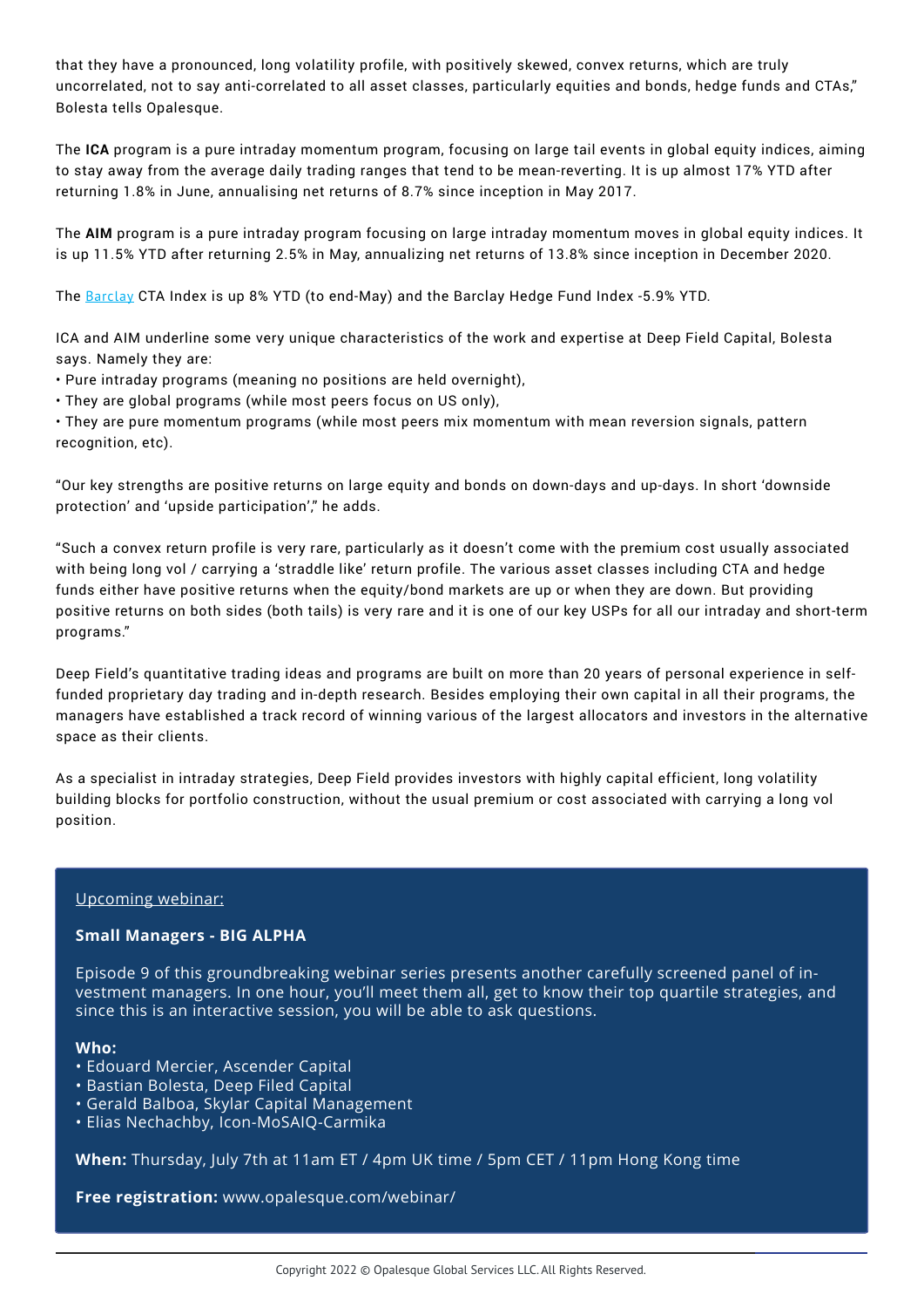that they have a pronounced, long volatility profile, with positively skewed, convex returns, which are truly uncorrelated, not to say anti-correlated to all asset classes, particularly equities and bonds, hedge funds and CTAs," Bolesta tells Opalesque.

The **ICA** program is a pure intraday momentum program, focusing on large tail events in global equity indices, aiming to stay away from the average daily trading ranges that tend to be mean-reverting. It is up almost 17% YTD after returning 1.8% in June, annualising net returns of 8.7% since inception in May 2017.

The **AIM** program is a pure intraday program focusing on large intraday momentum moves in global equity indices. It is up 11.5% YTD after returning 2.5% in May, annualizing net returns of 13.8% since inception in December 2020.

The Barclay CTA Index is up 8% YTD (to end-May) and the Barclay Hedge Fund Index -5.9% YTD.

ICA and AIM underline some very unique characteristics of the work and expertise at Deep Field Capital, Bolesta says. Namely they are:

- Pure intraday programs (meaning no positions are held overnight),
- They are global programs (while most peers focus on US only),
- They are pure momentum programs (while most peers mix momentum with mean reversion signals, pattern recognition, etc).

"Our key strengths are positive returns on large equity and bonds on down-days and up-days. In short 'downside protection' and 'upside participation'," he adds.

"Such a convex return profile is very rare, particularly as it doesn't come with the premium cost usually associated with being long vol / carrying a 'straddle like' return profile. The various asset classes including CTA and hedge funds either have positive returns when the equity/bond markets are up or when they are down. But providing positive returns on both sides (both tails) is very rare and it is one of our key USPs for all our intraday and short-term programs."

Deep Field's quantitative trading ideas and programs are built on more than 20 years of personal experience in self-funded proprietary day trading and in-depth research. Besides employing their own capital in all their programs, the managers have established a track record of winning various of the largest allocators and investors in the alternative space as their clients.

As a specialist in intraday strategies, Deep Field provides investors with highly capital efficient, long volatility building blocks for portfolio construction, without the usual premium or cost associated with carrying a long vol position.

Upcoming webinar:

**Small Managers - BIG ALPHA**

Episode 9 of this groundbreaking webinar series presents another carefully screened panel of investment managers. In one hour, you'll meet them all, get to know their top quartile strategies, and since this is an interactive session, you will be able to ask questions.

**Who:**

- Edouard Mercier, Ascender Capital
- Bastian Bolesta, Deep Filed Capital
- Gerald Balboa, Skylar Capital Management
- Elias Nechachby, Icon-MoSAIQ-Carmika

**When:** Thursday, July 7th at 11am ET / 4pm UK time / 5pm CET / 11pm Hong Kong time

**Free registration:** www.opalesque.com/webinar/

Copyright 2022 © Opalesque Global Services LLC. All Rights Reserved.